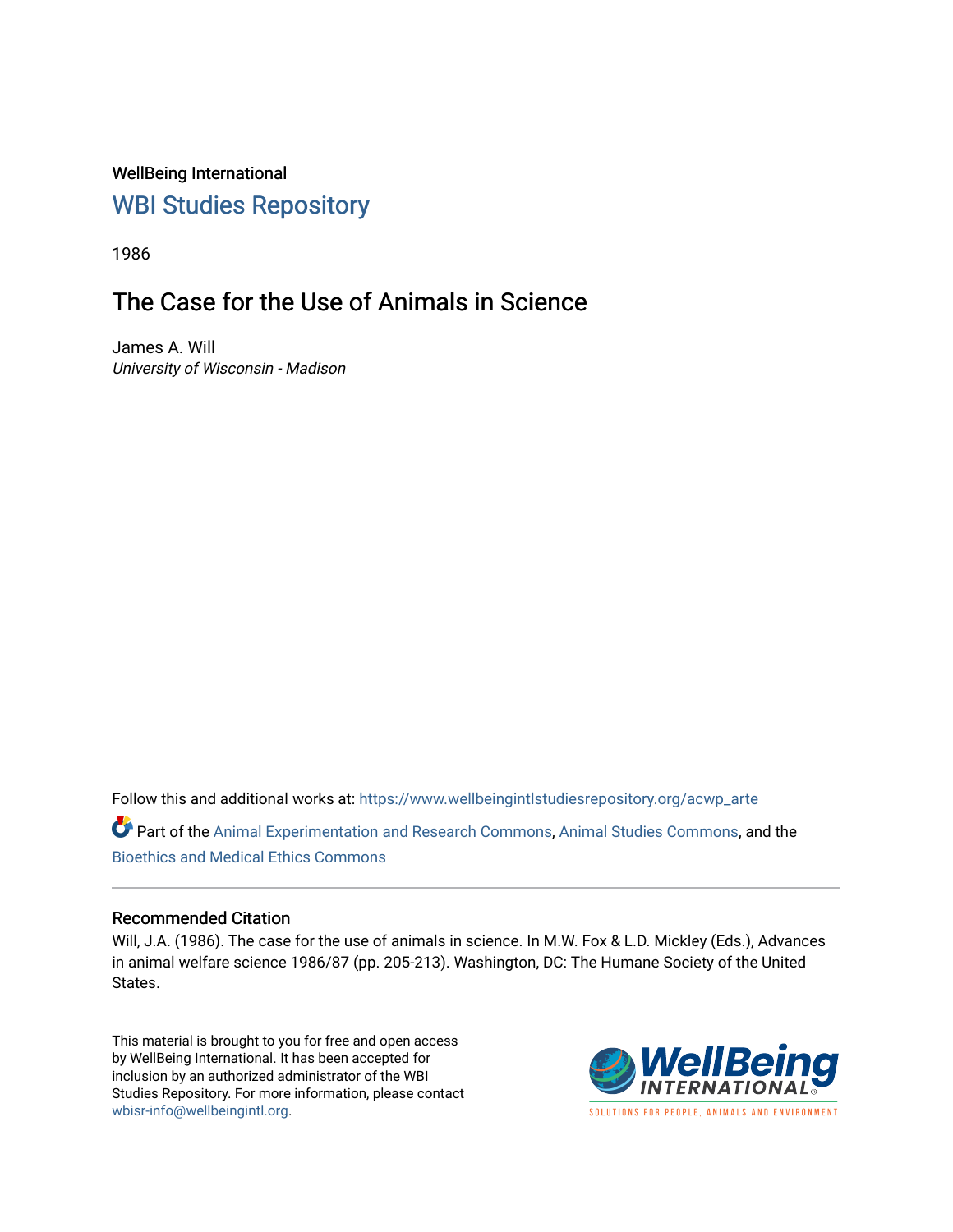WellBeing International

WBI Studies Repository

1986

# The Case for the Use of Animals in Science

James A. Will

*University of Wisconsin - Madison*

Follow this and additional works at: https://www.wellbeingintlstudiesrepository.org/acwp_arte

Part of the Animal Experimentation and Research Commons, Animal Studies Commons, and the Bioethics and Medical Ethics Commons

## Recommended Citation

Will, J.A. (1986). The case for the use of animals in science. In M.W. Fox & L.D. Mickley (Eds.), Advances in animal welfare science 1986/87 (pp. 205-213). Washington, DC: The Humane Society of the United States.

This material is brought to you for free and open access by WellBeing International. It has been accepted for inclusion by an authorized administrator of the WBI Studies Repository. For more information, please contact wbisr-info@wellbeingintl.org.

WellBeing INTERNATIONAL

SOLUTIONS FOR PEOPLE, ANIMALS AND ENVIRONMENT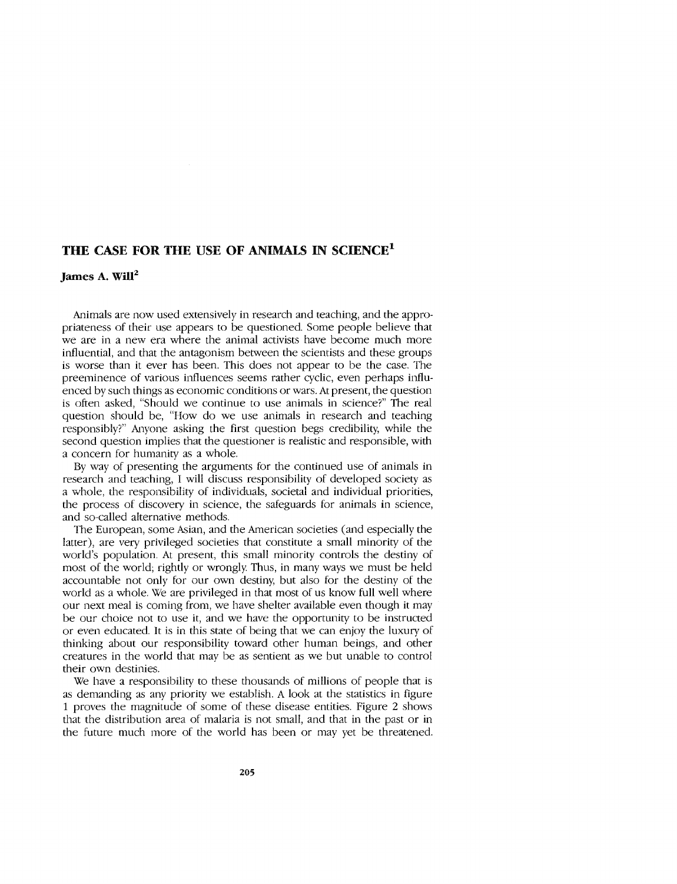## THE CASE FOR THE USE OF ANIMALS IN SCIENCE[1]

**James A. Will[2]**

Animals are now used extensively in research and teaching, and the appropriateness of their use appears to be questioned. Some people believe that we are in a new era where the animal activists have become much more influential, and that the antagonism between the scientists and these groups is worse than it ever has been. This does not appear to be the case. The preeminence of various influences seems rather cyclic, even perhaps influenced by such things as economic conditions or wars. At present, the question is often asked, "Should we continue to use animals in science?" The real question should be, "How do we use animals in research and teaching responsibly?" Anyone asking the first question begs credibility, while the second question implies that the questioner is realistic and responsible, with a concern for humanity as a whole.

By way of presenting the arguments for the continued use of animals in research and teaching, I will discuss responsibility of developed society as a whole, the responsibility of individuals, societal and individual priorities, the process of discovery in science, the safeguards for animals in science, and so-called alternative methods.

The European, some Asian, and the American societies (and especially the latter), are very privileged societies that constitute a small minority of the world's population. At present, this small minority controls the destiny of most of the world; rightly or wrongly. Thus, in many ways we must be held accountable not only for our own destiny, but also for the destiny of the world as a whole. We are privileged in that most of us know full well where our next meal is coming from, we have shelter available even though it may be our choice not to use it, and we have the opportunity to be instructed or even educated. It is in this state of being that we can enjoy the luxury of thinking about our responsibility toward other human beings, and other creatures in the world that may be as sentient as we but unable to control their own destinies.

We have a responsibility to these thousands of millions of people that is as demanding as any priority we establish. A look at the statistics in figure 1 proves the magnitude of some of these disease entities. Figure 2 shows that the distribution area of malaria is not small, and that in the past or in the future much more of the world has been or may yet be threatened.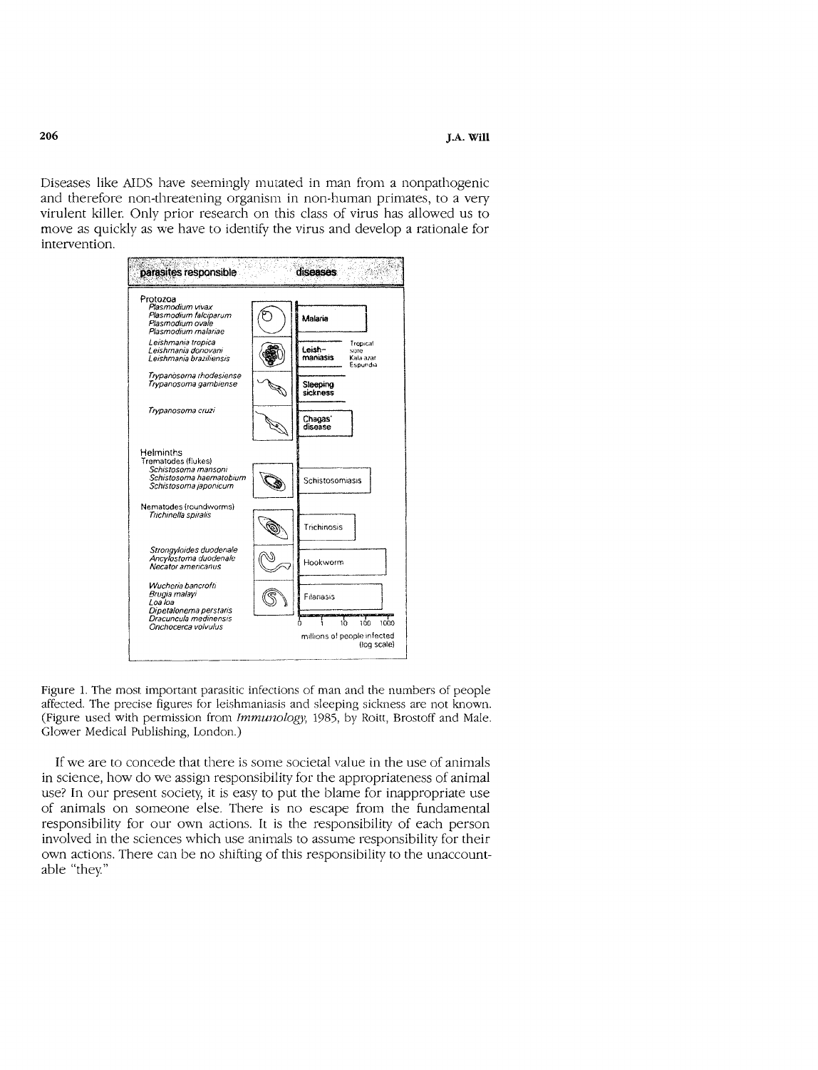Diseases like AIDS have seemingly mutated in man from a nonpathogenic and therefore non-threatening organism in non-human primates, to a very virulent killer. Only prior research on this class of virus has allowed us to move as quickly as we have to identify the virus and develop a rationale for intervention.

Figure 1. The most important parasitic infections of man and the numbers of people affected. The precise figures for leishmaniasis and sleeping sickness are not known. (Figure used with permission from *Immunology*, 1985, by Roitt, Brostoff and Male. Glower Medical Publishing, London.)

If we are to concede that there is some societal value in the use of animals in science, how do we assign responsibility for the appropriateness of animal use? In our present society, it is easy to put the blame for inappropriate use of animals on someone else. There is no escape from the fundamental responsibility for our own actions. It is the responsibility of each person involved in the sciences which use animals to assume responsibility for their own actions. There can be no shifting of this responsibility to the unaccountable "they."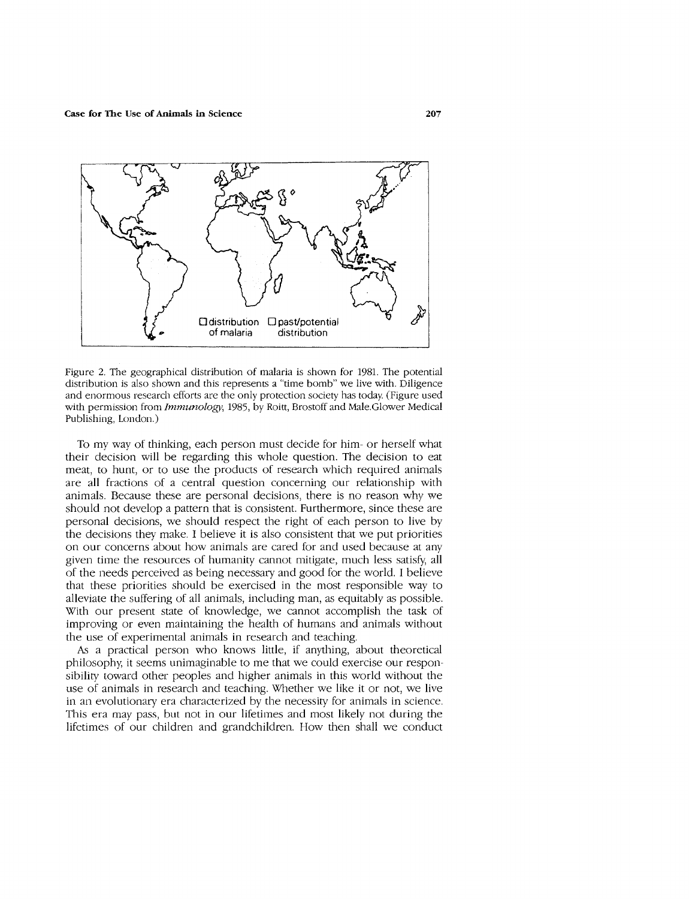distribution of malaria

past/potential distribution

Figure 2. The geographical distribution of malaria is shown for 1981. The potential distribution is also shown and this represents a "time bomb" we live with. Diligence and enormous research efforts are the only protection society has today. (Figure used with permission from *Immunology*, 1985, by Roitt, Brostoff and Male.Glower Medical Publishing, London.)

To my way of thinking, each person must decide for him- or herself what their decision will be regarding this whole question. The decision to eat meat, to hunt, or to use the products of research which required animals are all fractions of a central question concerning our relationship with animals. Because these are personal decisions, there is no reason why we should not develop a pattern that is consistent. Furthermore, since these are personal decisions, we should respect the right of each person to live by the decisions they make. I believe it is also consistent that we put priorities on our concerns about how animals are cared for and used because at any given time the resources of humanity cannot mitigate, much less satisfy, all of the needs perceived as being necessary and good for the world. I believe that these priorities should be exercised in the most responsible way to alleviate the suffering of all animals, including man, as equitably as possible. With our present state of knowledge, we cannot accomplish the task of improving or even maintaining the health of humans and animals without the use of experimental animals in research and teaching.

As a practical person who knows little, if anything, about theoretical philosophy, it seems unimaginable to me that we could exercise our responsibility toward other peoples and higher animals in this world without the use of animals in research and teaching. Whether we like it or not, we live in an evolutionary era characterized by the necessity for animals in science. This era may pass, but not in our lifetimes and most likely not during the lifetimes of our children and grandchildren. How then shall we conduct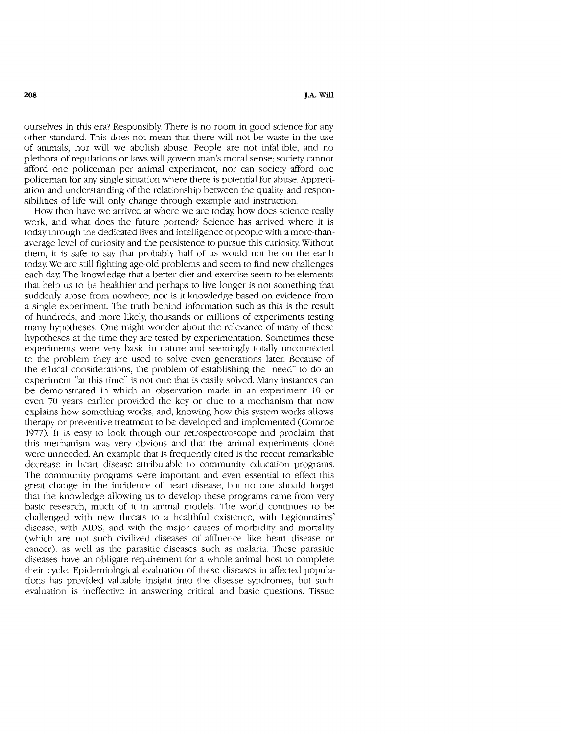ourselves in this era? Responsibly. There is no room in good science for any other standard. This does not mean that there will not be waste in the use of animals, nor will we abolish abuse. People are not infallible, and no plethora of regulations or laws will govern man's moral sense; society cannot afford one policeman per animal experiment, nor can society afford one policeman for any single situation where there is potential for abuse. Appreciation and understanding of the relationship between the quality and responsibilities of life will only change through example and instruction.

How then have we arrived at where we are today, how does science really work, and what does the future portend? Science has arrived where it is today through the dedicated lives and intelligence of people with a more-than-average level of curiosity and the persistence to pursue this curiosity. Without them, it is safe to say that probably half of us would not be on the earth today. We are still fighting age-old problems and seem to find new challenges each day. The knowledge that a better diet and exercise seem to be elements that help us to be healthier and perhaps to live longer is not something that suddenly arose from nowhere; nor is it knowledge based on evidence from a single experiment. The truth behind information such as this is the result of hundreds, and more likely, thousands or millions of experiments testing many hypotheses. One might wonder about the relevance of many of these hypotheses at the time they are tested by experimentation. Sometimes these experiments were very basic in nature and seemingly totally unconnected to the problem they are used to solve even generations later. Because of the ethical considerations, the problem of establishing the "need" to do an experiment "at this time" is not one that is easily solved. Many instances can be demonstrated in which an observation made in an experiment 10 or even 70 years earlier provided the key or clue to a mechanism that now explains how something works, and, knowing how this system works allows therapy or preventive treatment to be developed and implemented (Comroe 1977). It is easy to look through our retrospectroscope and proclaim that this mechanism was very obvious and that the animal experiments done were unneeded. An example that is frequently cited is the recent remarkable decrease in heart disease attributable to community education programs. The community programs were important and even essential to effect this great change in the incidence of heart disease, but no one should forget that the knowledge allowing us to develop these programs came from very basic research, much of it in animal models. The world continues to be challenged with new threats to a healthful existence, with Legionnaires' disease, with AIDS, and with the major causes of morbidity and mortality (which are not such civilized diseases of affluence like heart disease or cancer), as well as the parasitic diseases such as malaria. These parasitic diseases have an obligate requirement for a whole animal host to complete their cycle. Epidemiological evaluation of these diseases in affected populations has provided valuable insight into the disease syndromes, but such evaluation is ineffective in answering critical and basic questions. Tissue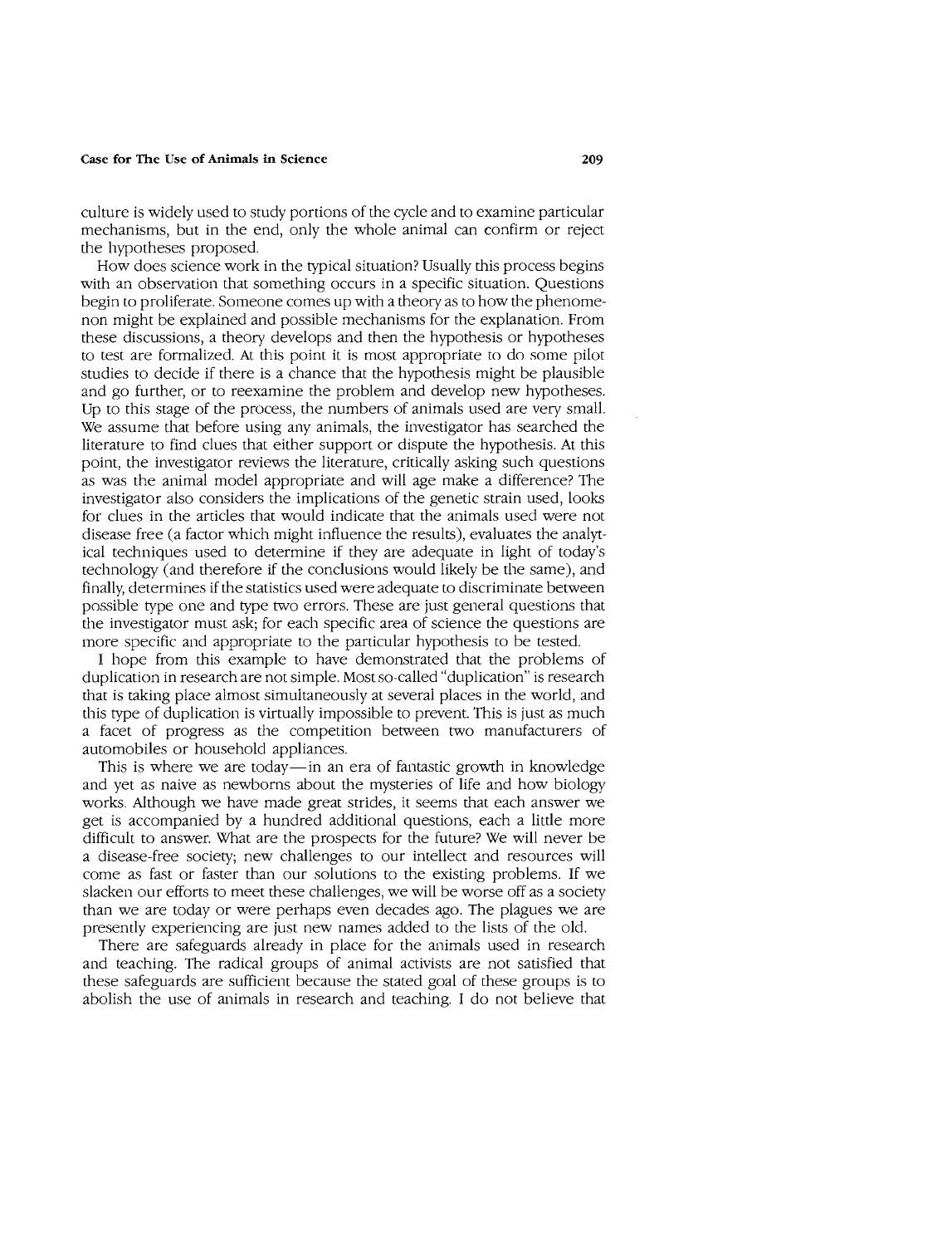culture is widely used to study portions of the cycle and to examine particular mechanisms, but in the end, only the whole animal can confirm or reject the hypotheses proposed.

How does science work in the typical situation? Usually this process begins with an observation that something occurs in a specific situation. Questions begin to proliferate. Someone comes up with a theory as to how the phenomenon might be explained and possible mechanisms for the explanation. From these discussions, a theory develops and then the hypothesis or hypotheses to test are formalized. At this point it is most appropriate to do some pilot studies to decide if there is a chance that the hypothesis might be plausible and go further, or to reexamine the problem and develop new hypotheses. Up to this stage of the process, the numbers of animals used are very small. We assume that before using any animals, the investigator has searched the literature to find clues that either support or dispute the hypothesis. At this point, the investigator reviews the literature, critically asking such questions as was the animal model appropriate and will age make a difference? The investigator also considers the implications of the genetic strain used, looks for clues in the articles that would indicate that the animals used were not disease free (a factor which might influence the results), evaluates the analytical techniques used to determine if they are adequate in light of today's technology (and therefore if the conclusions would likely be the same), and finally, determines if the statistics used were adequate to discriminate between possible type one and type two errors. These are just general questions that the investigator must ask; for each specific area of science the questions are more specific and appropriate to the particular hypothesis to be tested.

I hope from this example to have demonstrated that the problems of duplication in research are not simple. Most so-called "duplication" is research that is taking place almost simultaneously at several places in the world, and this type of duplication is virtually impossible to prevent. This is just as much a facet of progress as the competition between two manufacturers of automobiles or household appliances.

This is where we are today—in an era of fantastic growth in knowledge and yet as naive as newborns about the mysteries of life and how biology works. Although we have made great strides, it seems that each answer we get is accompanied by a hundred additional questions, each a little more difficult to answer. What are the prospects for the future? We will never be a disease-free society; new challenges to our intellect and resources will come as fast or faster than our solutions to the existing problems. If we slacken our efforts to meet these challenges, we will be worse off as a society than we are today or were perhaps even decades ago. The plagues we are presently experiencing are just new names added to the lists of the old.

There are safeguards already in place for the animals used in research and teaching. The radical groups of animal activists are not satisfied that these safeguards are sufficient because the stated goal of these groups is to abolish the use of animals in research and teaching. I do not believe that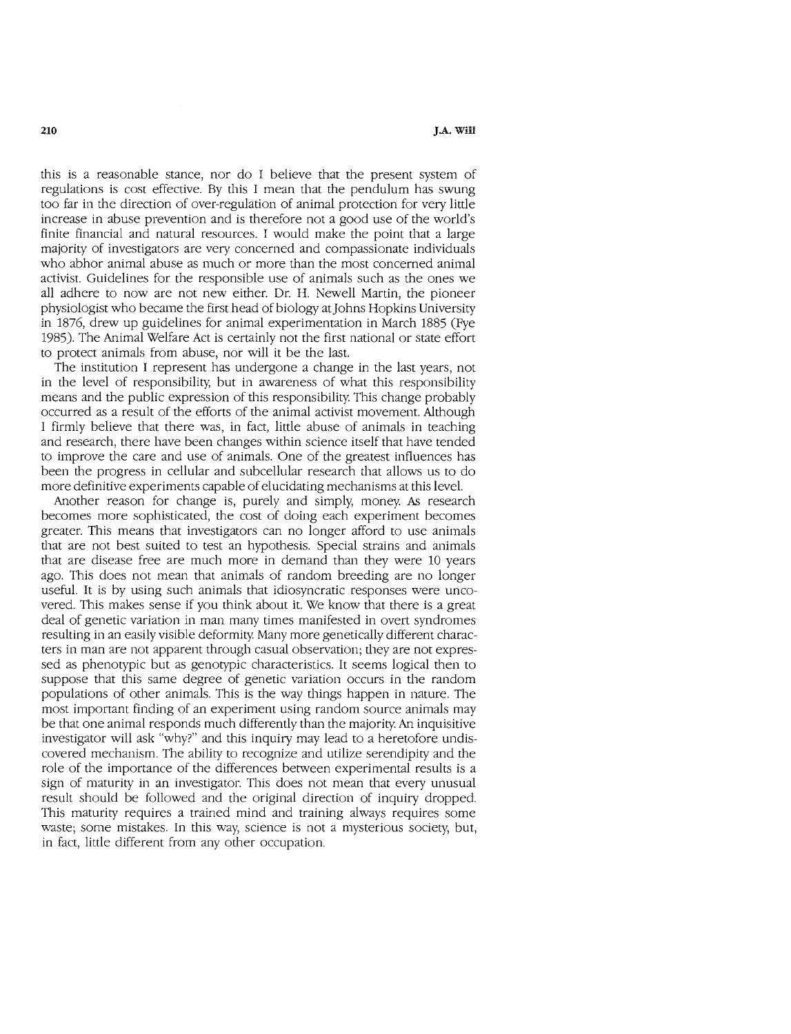this is a reasonable stance, nor do I believe that the present system of regulations is cost effective. By this I mean that the pendulum has swung too far in the direction of over-regulation of animal protection for very little increase in abuse prevention and is therefore not a good use of the world's finite financial and natural resources. I would make the point that a large majority of investigators are very concerned and compassionate individuals who abhor animal abuse as much or more than the most concerned animal activist. Guidelines for the responsible use of animals such as the ones we all adhere to now are not new either. Dr. H. Newell Martin, the pioneer physiologist who became the first head of biology at Johns Hopkins University in 1876, drew up guidelines for animal experimentation in March 1885 (Fye 1985). The Animal Welfare Act is certainly not the first national or state effort to protect animals from abuse, nor will it be the last.

The institution I represent has undergone a change in the last years, not in the level of responsibility, but in awareness of what this responsibility means and the public expression of this responsibility. This change probably occurred as a result of the efforts of the animal activist movement. Although I firmly believe that there was, in fact, little abuse of animals in teaching and research, there have been changes within science itself that have tended to improve the care and use of animals. One of the greatest influences has been the progress in cellular and subcellular research that allows us to do more definitive experiments capable of elucidating mechanisms at this level.

Another reason for change is, purely and simply, money. As research becomes more sophisticated, the cost of doing each experiment becomes greater. This means that investigators can no longer afford to use animals that are not best suited to test an hypothesis. Special strains and animals that are disease free are much more in demand than they were 10 years ago. This does not mean that animals of random breeding are no longer useful. It is by using such animals that idiosyncratic responses were uncovered. This makes sense if you think about it. We know that there is a great deal of genetic variation in man many times manifested in overt syndromes resulting in an easily visible deformity. Many more genetically different characters in man are not apparent through casual observation; they are not expressed as phenotypic but as genotypic characteristics. It seems logical then to suppose that this same degree of genetic variation occurs in the random populations of other animals. This is the way things happen in nature. The most important finding of an experiment using random source animals may be that one animal responds much differently than the majority. An inquisitive investigator will ask "why?" and this inquiry may lead to a heretofore undiscovered mechanism. The ability to recognize and utilize serendipity and the role of the importance of the differences between experimental results is a sign of maturity in an investigator. This does not mean that every unusual result should be followed and the original direction of inquiry dropped. This maturity requires a trained mind and training always requires some waste; some mistakes. In this way, science is not a mysterious society, but, in fact, little different from any other occupation.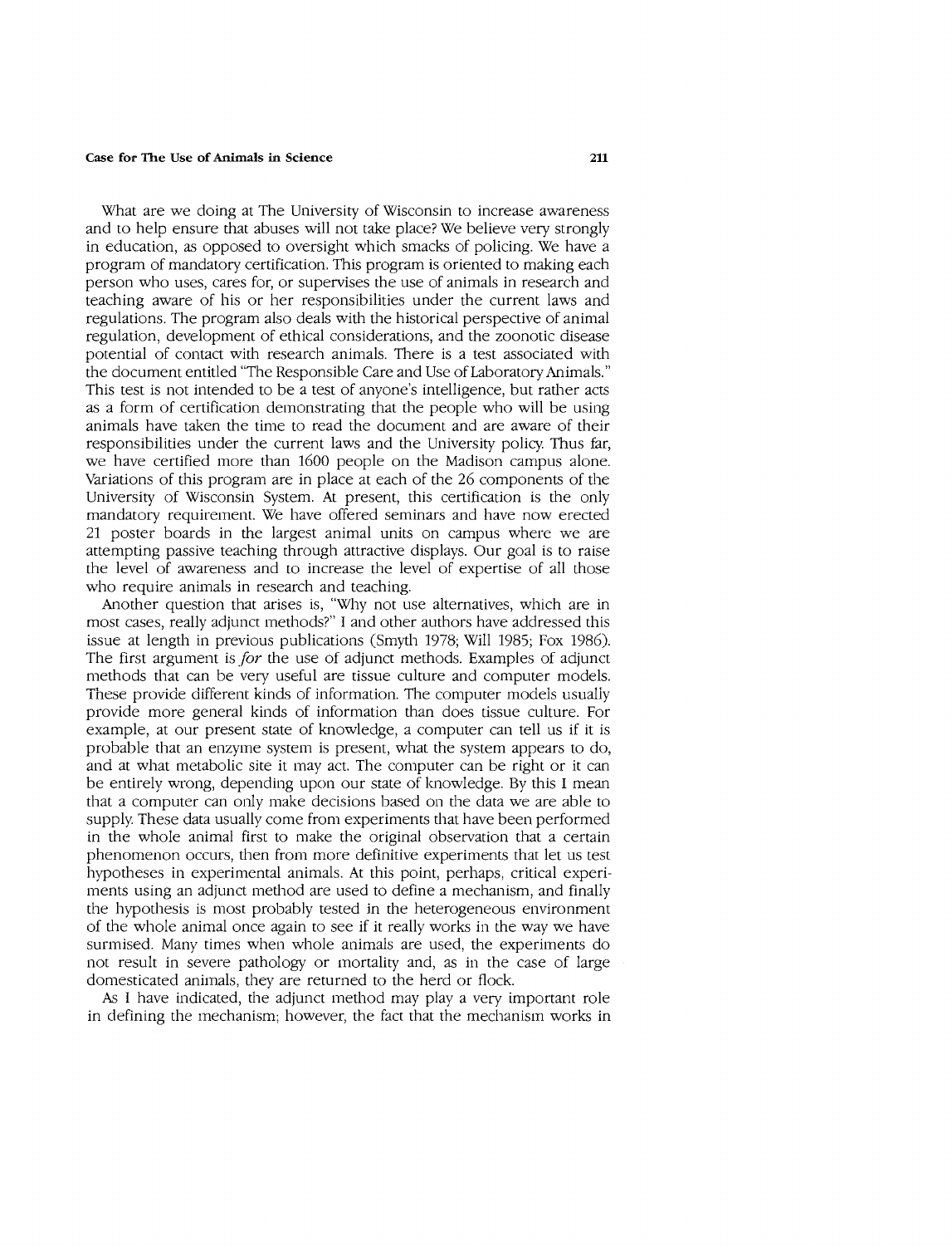What are we doing at The University of Wisconsin to increase awareness and to help ensure that abuses will not take place? We believe very strongly in education, as opposed to oversight which smacks of policing. We have a program of mandatory certification. This program is oriented to making each person who uses, cares for, or supervises the use of animals in research and teaching aware of his or her responsibilities under the current laws and regulations. The program also deals with the historical perspective of animal regulation, development of ethical considerations, and the zoonotic disease potential of contact with research animals. There is a test associated with the document entitled "The Responsible Care and Use of Laboratory Animals." This test is not intended to be a test of anyone's intelligence, but rather acts as a form of certification demonstrating that the people who will be using animals have taken the time to read the document and are aware of their responsibilities under the current laws and the University policy. Thus far, we have certified more than 1600 people on the Madison campus alone. Variations of this program are in place at each of the 26 components of the University of Wisconsin System. At present, this certification is the only mandatory requirement. We have offered seminars and have now erected 21 poster boards in the largest animal units on campus where we are attempting passive teaching through attractive displays. Our goal is to raise the level of awareness and to increase the level of expertise of all those who require animals in research and teaching.

Another question that arises is, "Why not use alternatives, which are in most cases, really adjunct methods?" I and other authors have addressed this issue at length in previous publications (Smyth 1978; Will 1985; Fox 1986). The first argument is *for* the use of adjunct methods. Examples of adjunct methods that can be very useful are tissue culture and computer models. These provide different kinds of information. The computer models usually provide more general kinds of information than does tissue culture. For example, at our present state of knowledge, a computer can tell us if it is probable that an enzyme system is present, what the system appears to do, and at what metabolic site it may act. The computer can be right or it can be entirely wrong, depending upon our state of knowledge. By this I mean that a computer can only make decisions based on the data we are able to supply. These data usually come from experiments that have been performed in the whole animal first to make the original observation that a certain phenomenon occurs, then from more definitive experiments that let us test hypotheses in experimental animals. At this point, perhaps, critical experiments using an adjunct method are used to define a mechanism, and finally the hypothesis is most probably tested in the heterogeneous environment of the whole animal once again to see if it really works in the way we have surmised. Many times when whole animals are used, the experiments do not result in severe pathology or mortality and, as in the case of large domesticated animals, they are returned to the herd or flock.

As I have indicated, the adjunct method may play a very important role in defining the mechanism; however, the fact that the mechanism works in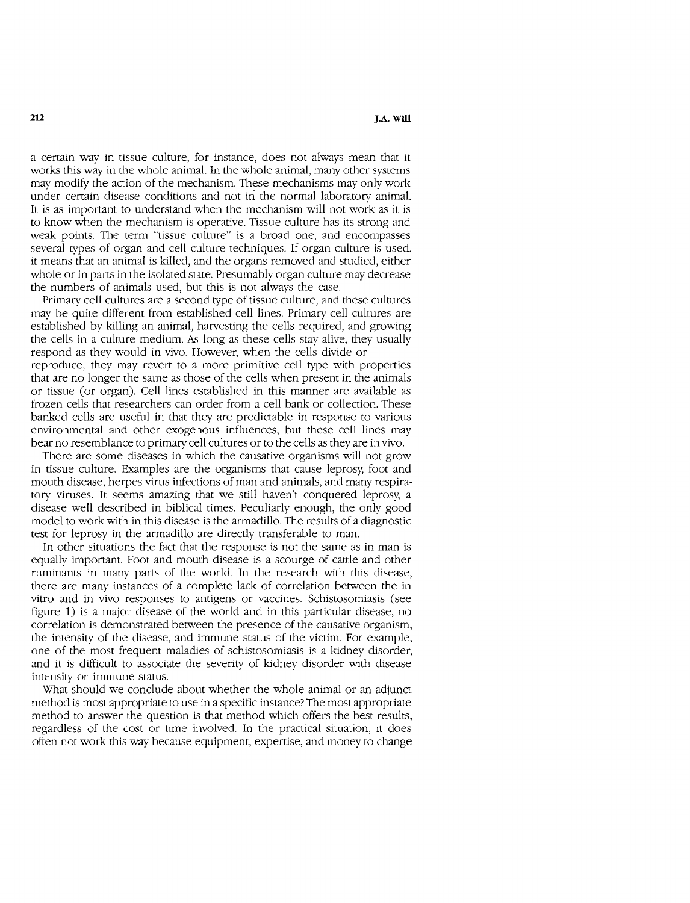a certain way in tissue culture, for instance, does not always mean that it works this way in the whole animal. In the whole animal, many other systems may modify the action of the mechanism. These mechanisms may only work under certain disease conditions and not in the normal laboratory animal. It is as important to understand when the mechanism will not work as it is to know when the mechanism is operative. Tissue culture has its strong and weak points. The term "tissue culture" is a broad one, and encompasses several types of organ and cell culture techniques. If organ culture is used, it means that an animal is killed, and the organs removed and studied, either whole or in parts in the isolated state. Presumably organ culture may decrease the numbers of animals used, but this is not always the case.

Primary cell cultures are a second type of tissue culture, and these cultures may be quite different from established cell lines. Primary cell cultures are established by killing an animal, harvesting the cells required, and growing the cells in a culture medium. As long as these cells stay alive, they usually respond as they would in vivo. However, when the cells divide or reproduce, they may revert to a more primitive cell type with properties that are no longer the same as those of the cells when present in the animals or tissue (or organ). Cell lines established in this manner are available as frozen cells that researchers can order from a cell bank or collection. These banked cells are useful in that they are predictable in response to various environmental and other exogenous influences, but these cell lines may bear no resemblance to primary cell cultures or to the cells as they are in vivo.

There are some diseases in which the causative organisms will not grow in tissue culture. Examples are the organisms that cause leprosy, foot and mouth disease, herpes virus infections of man and animals, and many respiratory viruses. It seems amazing that we still haven't conquered leprosy, a disease well described in biblical times. Peculiarly enough, the only good model to work with in this disease is the armadillo. The results of a diagnostic test for leprosy in the armadillo are directly transferable to man.

In other situations the fact that the response is not the same as in man is equally important. Foot and mouth disease is a scourge of cattle and other ruminants in many parts of the world. In the research with this disease, there are many instances of a complete lack of correlation between the in vitro and in vivo responses to antigens or vaccines. Schistosomiasis (see figure 1) is a major disease of the world and in this particular disease, no correlation is demonstrated between the presence of the causative organism, the intensity of the disease, and immune status of the victim. For example, one of the most frequent maladies of schistosomiasis is a kidney disorder, and it is difficult to associate the severity of kidney disorder with disease intensity or immune status.

What should we conclude about whether the whole animal or an adjunct method is most appropriate to use in a specific instance? The most appropriate method to answer the question is that method which offers the best results, regardless of the cost or time involved. In the practical situation, it does often not work this way because equipment, expertise, and money to change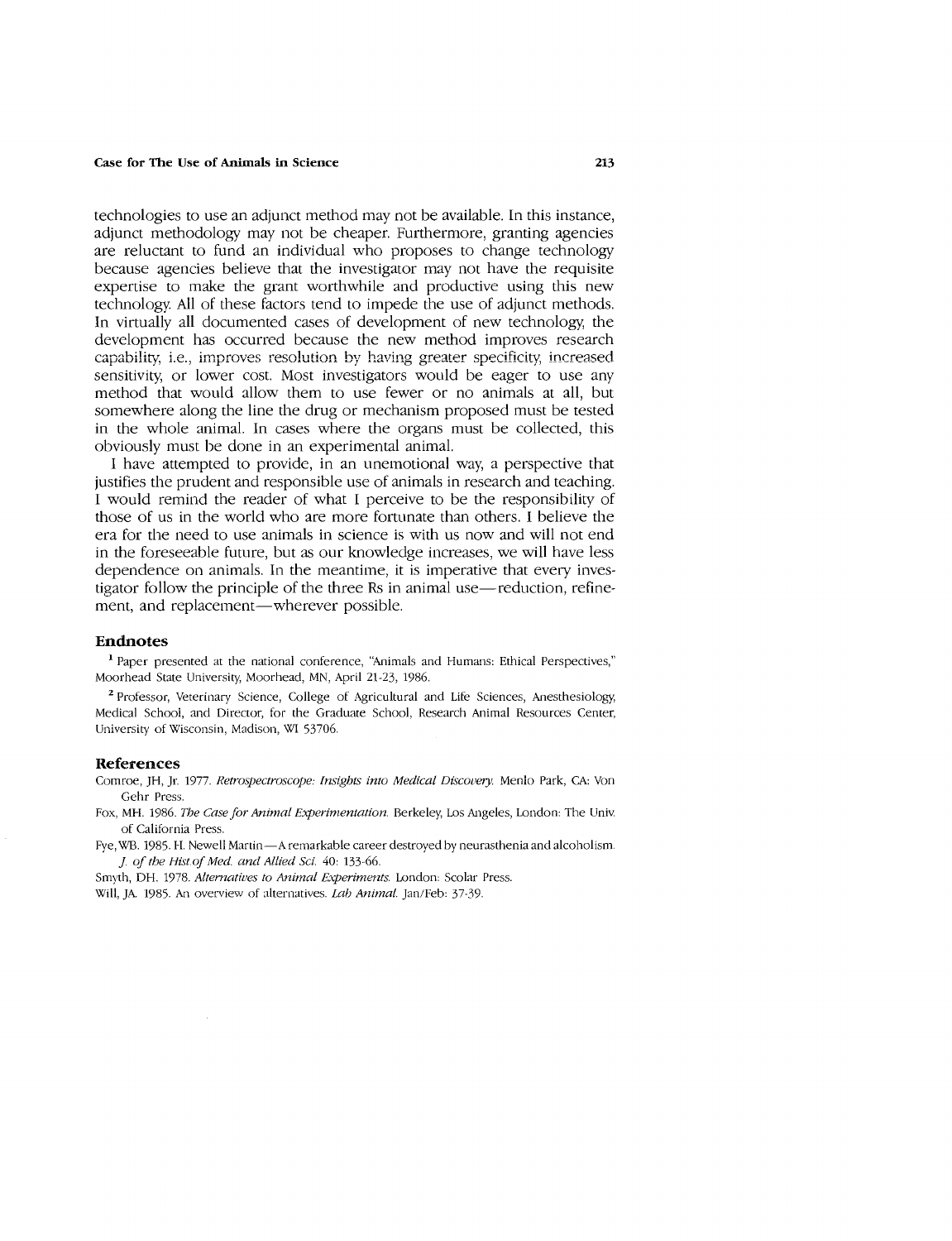technologies to use an adjunct method may not be available. In this instance, adjunct methodology may not be cheaper. Furthermore, granting agencies are reluctant to fund an individual who proposes to change technology because agencies believe that the investigator may not have the requisite expertise to make the grant worthwhile and productive using this new technology. All of these factors tend to impede the use of adjunct methods. In virtually all documented cases of development of new technology, the development has occurred because the new method improves research capability, i.e., improves resolution by having greater specificity, increased sensitivity, or lower cost. Most investigators would be eager to use any method that would allow them to use fewer or no animals at all, but somewhere along the line the drug or mechanism proposed must be tested in the whole animal. In cases where the organs must be collected, this obviously must be done in an experimental animal.

I have attempted to provide, in an unemotional way, a perspective that justifies the prudent and responsible use of animals in research and teaching. I would remind the reader of what I perceive to be the responsibility of those of us in the world who are more fortunate than others. I believe the era for the need to use animals in science is with us now and will not end in the foreseeable future, but as our knowledge increases, we will have less dependence on animals. In the meantime, it is imperative that every investigator follow the principle of the three Rs in animal use—reduction, refinement, and replacement—wherever possible.

## Endnotes

[1] Paper presented at the national conference, "Animals and Humans: Ethical Perspectives," Moorhead State University, Moorhead, MN, April 21-23, 1986.

[2] Professor, Veterinary Science, College of Agricultural and Life Sciences, Anesthesiology, Medical School, and Director, for the Graduate School, Research Animal Resources Center, University of Wisconsin, Madison, WI 53706.

## References

Comroe, JH, Jr. 1977. *Retrospectroscope: Insights into Medical Discovery.* Menlo Park, CA: Von Gehr Press.

Fox, MH. 1986. *The Case for Animal Experimentation.* Berkeley, Los Angeles, London: The Univ. of California Press.

Fye, WB. 1985. H. Newell Martin—A remarkable career destroyed by neurasthenia and alcoholism. *J. of the Hist.of Med. and Allied Sci.* 40: 133-66.

Smyth, DH. 1978. *Alternatives to Animal Experiments.* London: Scolar Press.

Will, JA. 1985. An overview of alternatives. *Lab Animal.* Jan/Feb: 37-39.